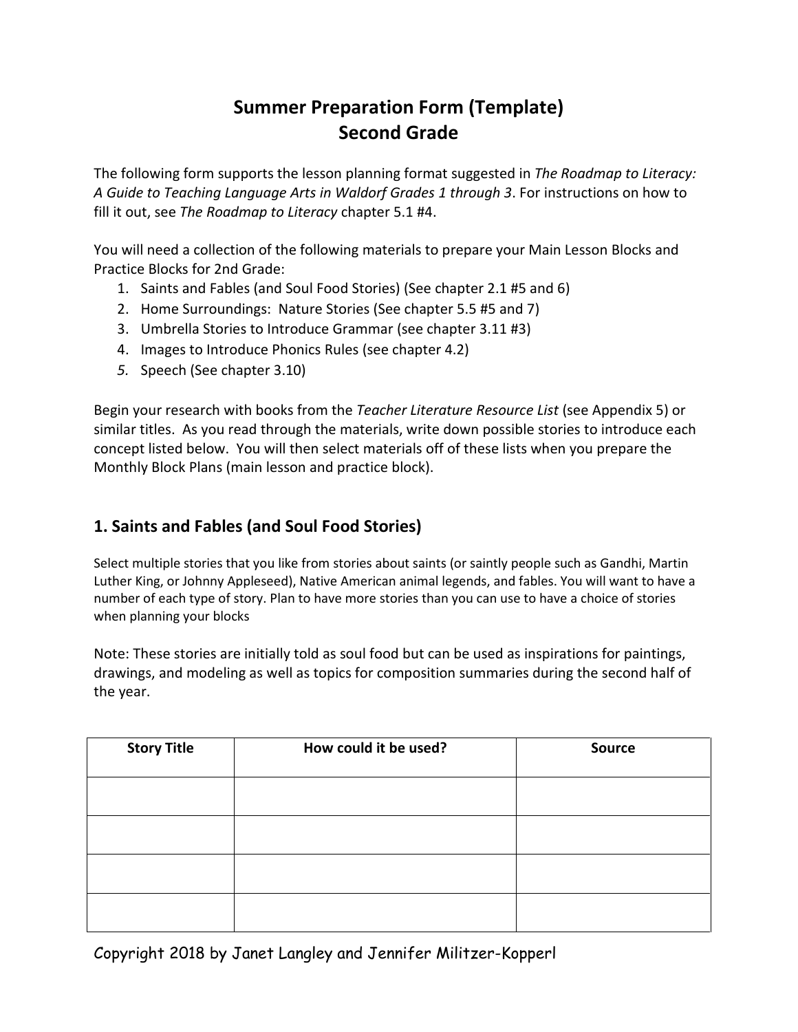# Summer Preparation Form (Template)
# Second Grade

The following form supports the lesson planning format suggested in *The Roadmap to Literacy: A Guide to Teaching Language Arts in Waldorf Grades 1 through 3*. For instructions on how to fill it out, see *The Roadmap to Literacy* chapter 5.1 #4.

You will need a collection of the following materials to prepare your Main Lesson Blocks and Practice Blocks for 2nd Grade:

1. Saints and Fables (and Soul Food Stories) (See chapter 2.1 #5 and 6)
2. Home Surroundings: Nature Stories (See chapter 5.5 #5 and 7)
3. Umbrella Stories to Introduce Grammar (see chapter 3.11 #3)
4. Images to Introduce Phonics Rules (see chapter 4.2)
5. Speech (See chapter 3.10)

Begin your research with books from the *Teacher Literature Resource List* (see Appendix 5) or similar titles. As you read through the materials, write down possible stories to introduce each concept listed below. You will then select materials off of these lists when you prepare the Monthly Block Plans (main lesson and practice block).

## 1. Saints and Fables (and Soul Food Stories)

Select multiple stories that you like from stories about saints (or saintly people such as Gandhi, Martin Luther King, or Johnny Appleseed), Native American animal legends, and fables. You will want to have a number of each type of story. Plan to have more stories than you can use to have a choice of stories when planning your blocks

Note: These stories are initially told as soul food but can be used as inspirations for paintings, drawings, and modeling as well as topics for composition summaries during the second half of the year.

| Story Title | How could it be used? | Source |
|---|---|---|
| | | |
| | | |
| | | |
| | | |

Copyright 2018 by Janet Langley and Jennifer Militzer-Kopperl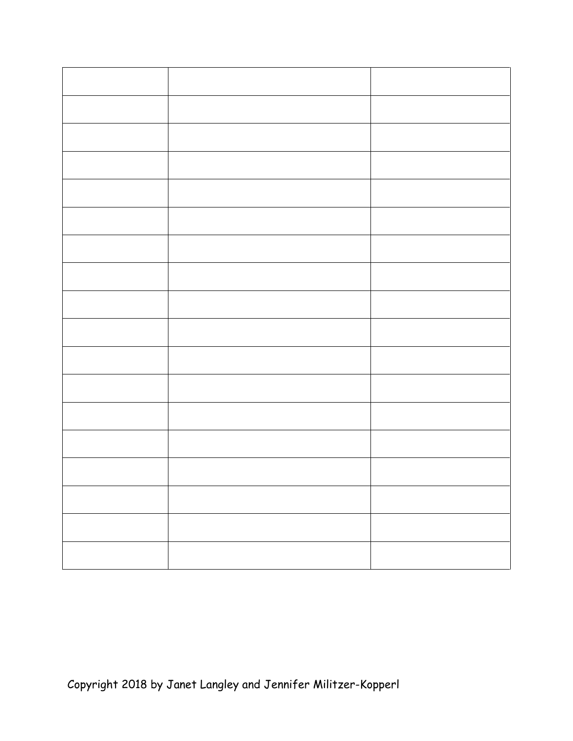| | | |
|---|---|---|
| | | |
| | | |
| | | |
| | | |
| | | |
| | | |
| | | |
| | | |
| | | |
| | | |
| | | |
| | | |
| | | |
| | | |
| | | |
| | | |
| | | |

Copyright 2018 by Janet Langley and Jennifer Militzer-Kopperl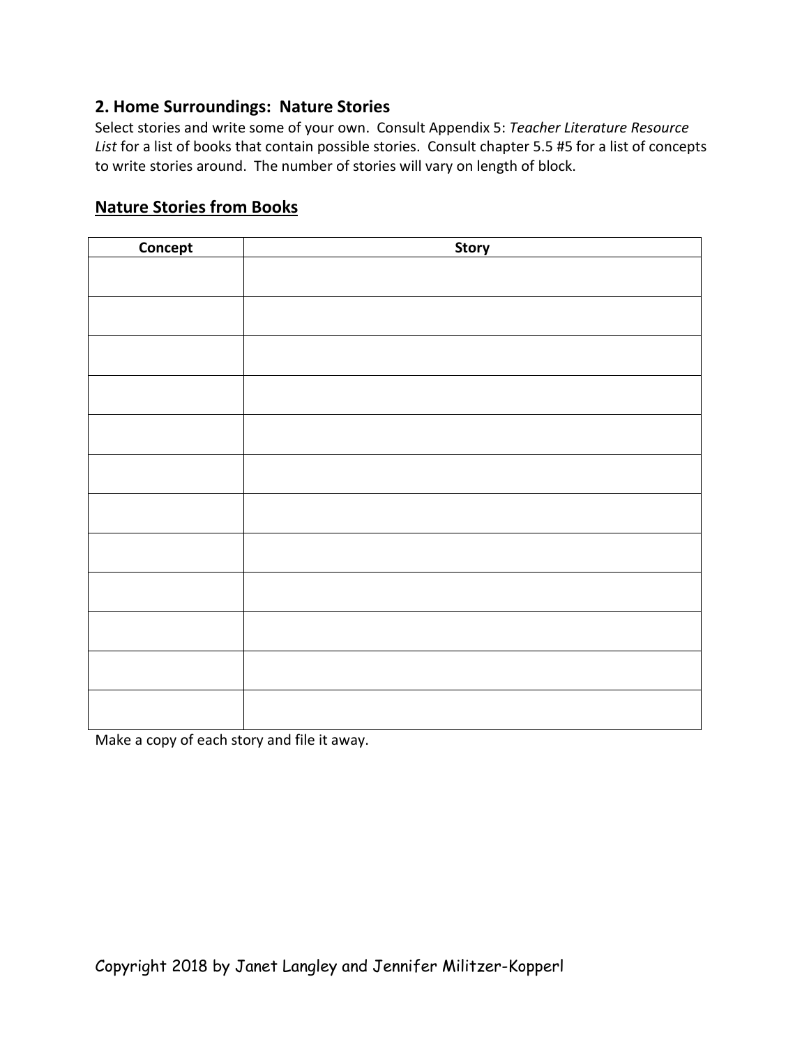## 2. Home Surroundings: Nature Stories

Select stories and write some of your own. Consult Appendix 5: *Teacher Literature Resource List* for a list of books that contain possible stories. Consult chapter 5.5 #5 for a list of concepts to write stories around. The number of stories will vary on length of block.

### <u>Nature Stories from Books</u>

| Concept | Story |
|---|---|
| | |
| | |
| | |
| | |
| | |
| | |
| | |
| | |
| | |
| | |
| | |
| | |

Make a copy of each story and file it away.

Copyright 2018 by Janet Langley and Jennifer Militzer-Kopperl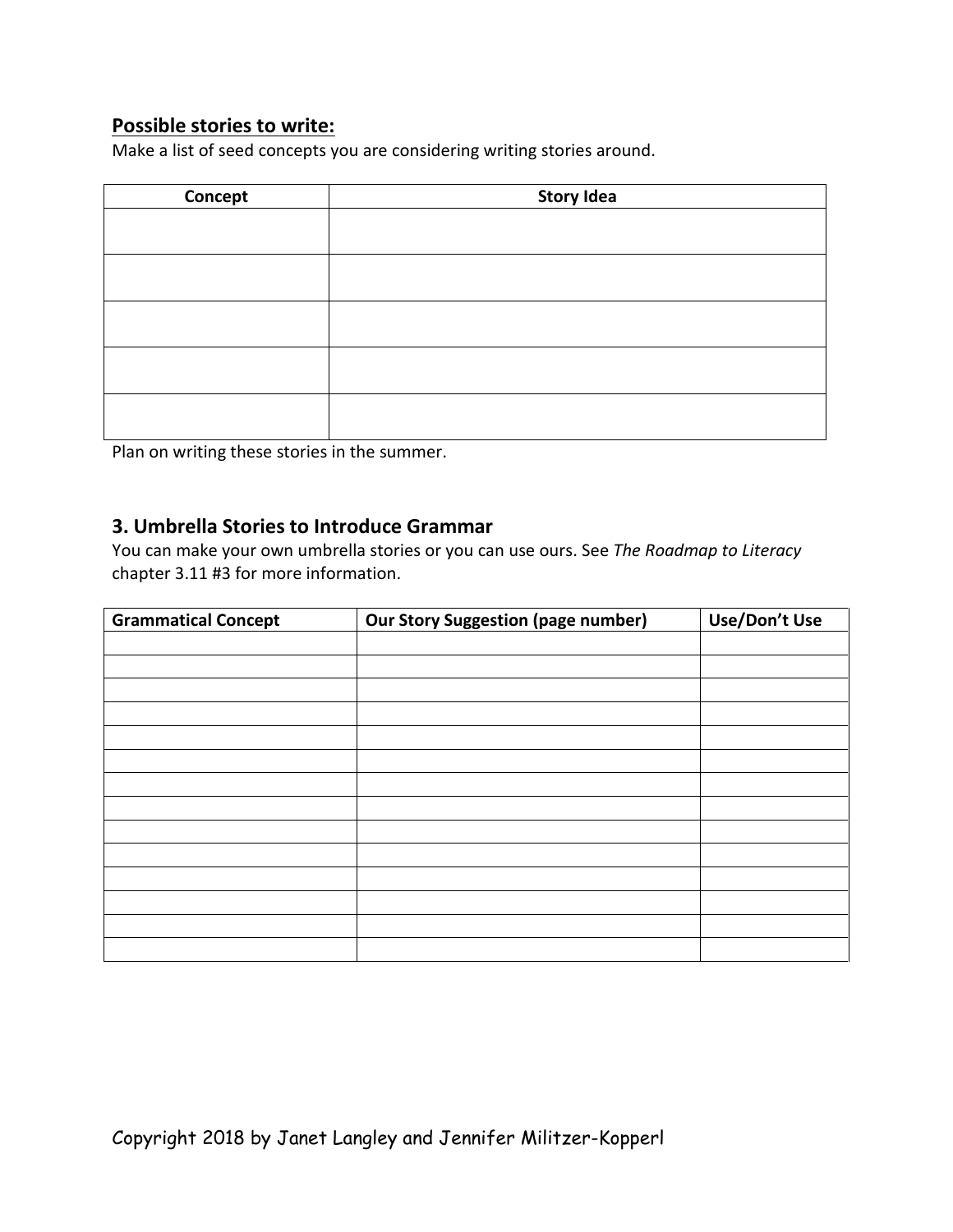**<u>Possible stories to write:</u>**

Make a list of seed concepts you are considering writing stories around.

| Concept | Story Idea |
| --- | --- |
| | |
| | |
| | |
| | |
| | |

Plan on writing these stories in the summer.

## 3. Umbrella Stories to Introduce Grammar

You can make your own umbrella stories or you can use ours. See *The Roadmap to Literacy* chapter 3.11 #3 for more information.

| Grammatical Concept | Our Story Suggestion (page number) | Use/Don't Use |
| --- | --- | --- |
| | | |
| | | |
| | | |
| | | |
| | | |
| | | |
| | | |
| | | |
| | | |
| | | |
| | | |
| | | |
| | | |
| | | |

Copyright 2018 by Janet Langley and Jennifer Militzer-Kopperl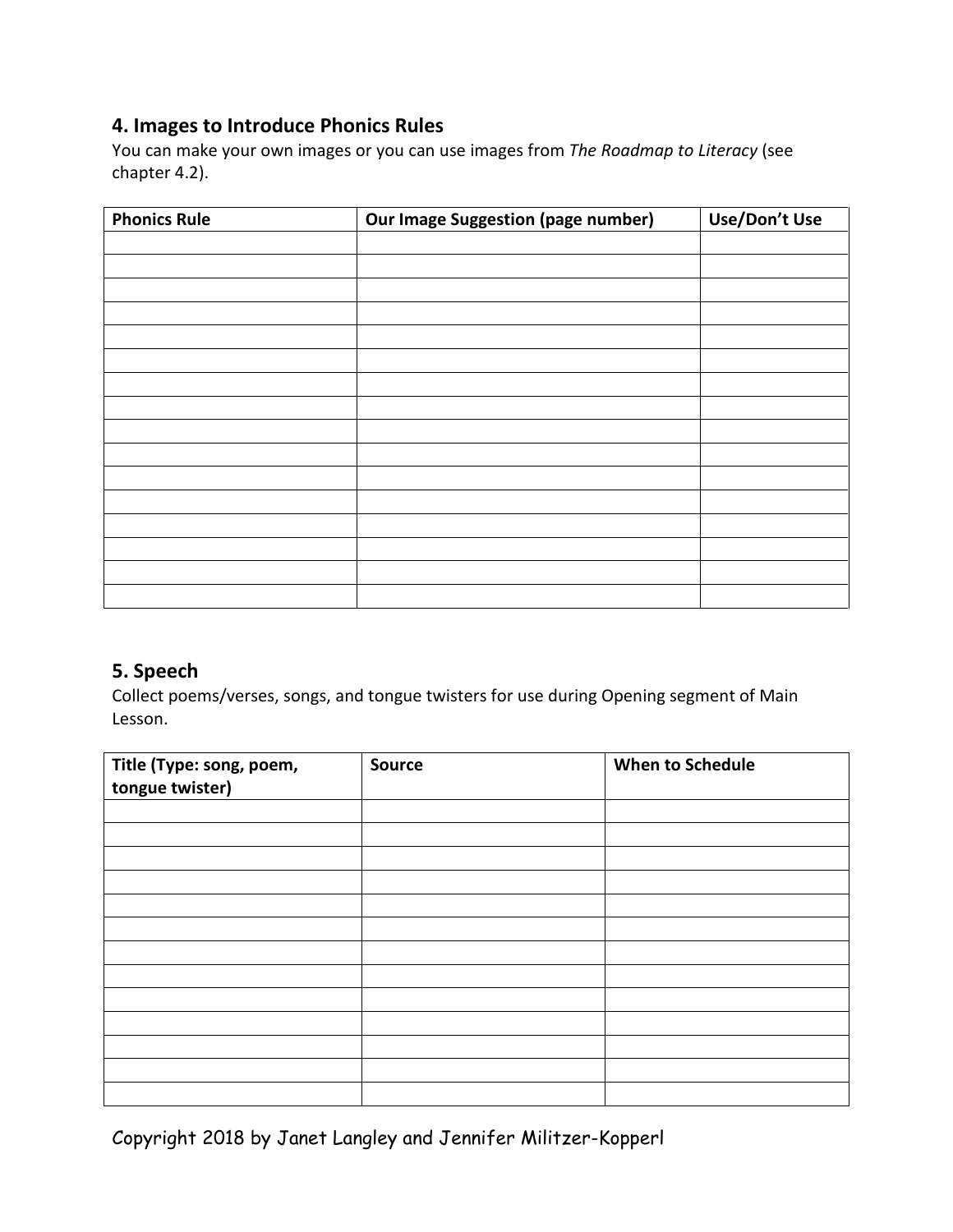## 4. Images to Introduce Phonics Rules

You can make your own images or you can use images from *The Roadmap to Literacy* (see chapter 4.2).

| Phonics Rule | Our Image Suggestion (page number) | Use/Don't Use |
|---|---|---|
| | | |
| | | |
| | | |
| | | |
| | | |
| | | |
| | | |
| | | |
| | | |
| | | |
| | | |
| | | |
| | | |
| | | |
| | | |
| | | |

## 5. Speech

Collect poems/verses, songs, and tongue twisters for use during Opening segment of Main Lesson.

| Title (Type: song, poem, tongue twister) | Source | When to Schedule |
|---|---|---|
| | | |
| | | |
| | | |
| | | |
| | | |
| | | |
| | | |
| | | |
| | | |
| | | |
| | | |
| | | |
| | | |

Copyright 2018 by Janet Langley and Jennifer Militzer-Kopperl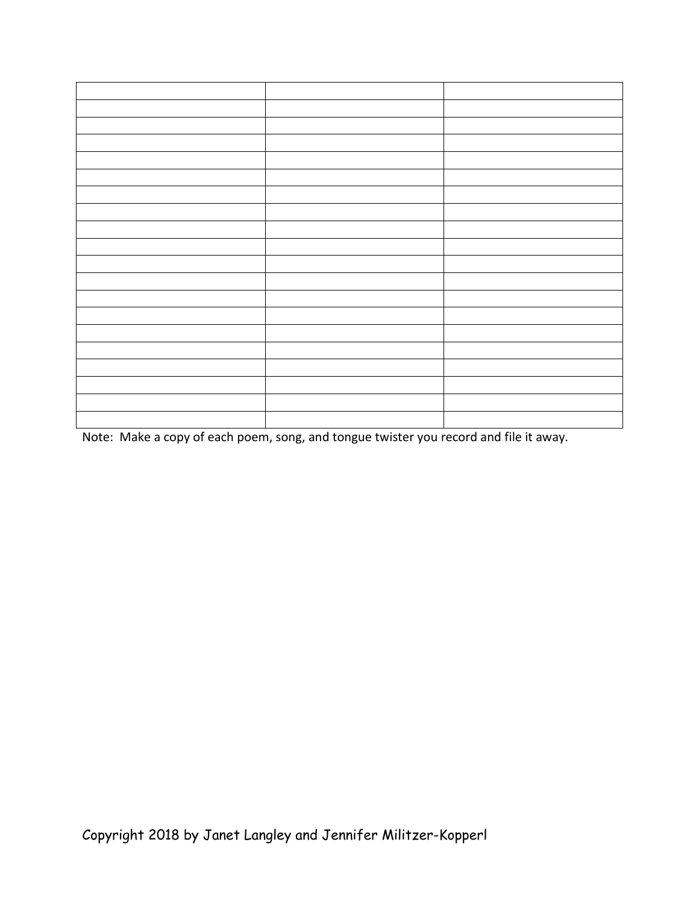| | | |
|---|---|---|
| | | |
| | | |
| | | |
| | | |
| | | |
| | | |
| | | |
| | | |
| | | |
| | | |
| | | |
| | | |
| | | |
| | | |
| | | |
| | | |
| | | |
| | | |
| | | |

Note: Make a copy of each poem, song, and tongue twister you record and file it away.